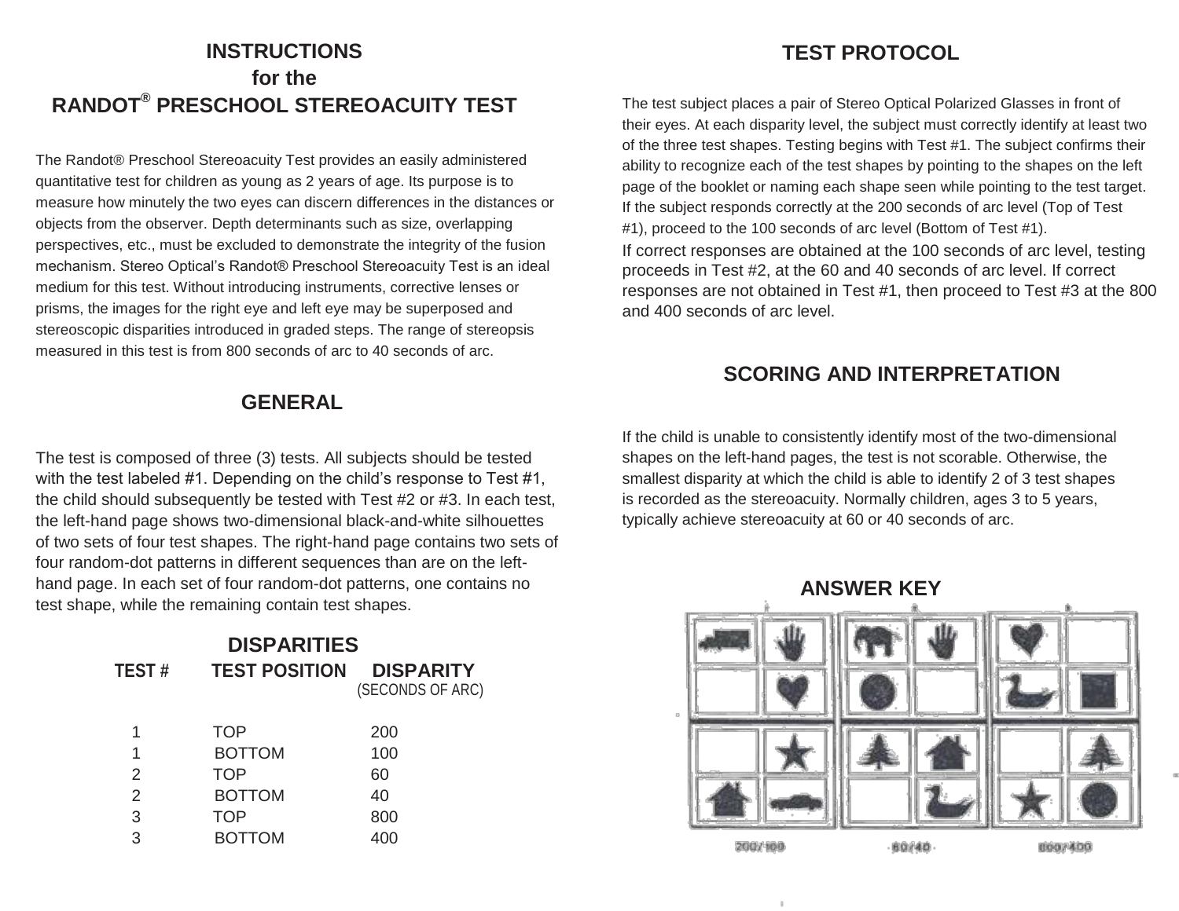# INSTRUCTIONS for the RANDOT® PRESCHOOL STEREOACUITY TEST

The Randot® Preschool Stereoacuity Test provides an easily administered quantitative test for children as young as 2 years of age. Its purpose is to measure how minutely the two eyes can discern differences in the distances or objects from the observer. Depth determinants such as size, overlapping perspectives, etc., must be excluded to demonstrate the integrity of the fusion mechanism. Stereo Optical's Randot® Preschool Stereoacuity Test is an ideal medium for this test. Without introducing instruments, corrective lenses or prisms, the images for the right eye and left eye may be superposed and stereoscopic disparities introduced in graded steps. The range of stereopsis measured in this test is from 800 seconds of arc to 40 seconds of arc.

## GENERAL

The test is composed of three (3) tests. All subjects should be tested with the test labeled #1. Depending on the child's response to Test #1, the child should subsequently be tested with Test #2 or #3. In each test, the left-hand page shows two-dimensional black-and-white silhouettes of two sets of four test shapes. The right-hand page contains two sets of four random-dot patterns in different sequences than are on the left-hand page. In each set of four random-dot patterns, one contains no test shape, while the remaining contain test shapes.

## DISPARITIES

| TEST # | TEST POSITION | DISPARITY (SECONDS OF ARC) |
|---|---|---|
| 1 | TOP | 200 |
| 1 | BOTTOM | 100 |
| 2 | TOP | 60 |
| 2 | BOTTOM | 40 |
| 3 | TOP | 800 |
| 3 | BOTTOM | 400 |

## TEST PROTOCOL

The test subject places a pair of Stereo Optical Polarized Glasses in front of their eyes. At each disparity level, the subject must correctly identify at least two of the three test shapes. Testing begins with Test #1. The subject confirms their ability to recognize each of the test shapes by pointing to the shapes on the left page of the booklet or naming each shape seen while pointing to the test target. If the subject responds correctly at the 200 seconds of arc level (Top of Test #1), proceed to the 100 seconds of arc level (Bottom of Test #1). If correct responses are obtained at the 100 seconds of arc level, testing proceeds in Test #2, at the 60 and 40 seconds of arc level. If correct responses are not obtained in Test #1, then proceed to Test #3 at the 800 and 400 seconds of arc level.

## SCORING AND INTERPRETATION

If the child is unable to consistently identify most of the two-dimensional shapes on the left-hand pages, the test is not scorable. Otherwise, the smallest disparity at which the child is able to identify 2 of 3 test shapes is recorded as the stereoacuity. Normally children, ages 3 to 5 years, typically achieve stereoacuity at 60 or 40 seconds of arc.

## ANSWER KEY

| 200/100 | | 60/40 | | 800/400 | |
|---|---|---|---|---|---|
| Truck | Hand | Elephant | Hand | Heart | |
| | Heart | Circle | | Duck | Square |
| | Star | Tree | House | | Tree |
| House | Car | | Duck | Star | Circle |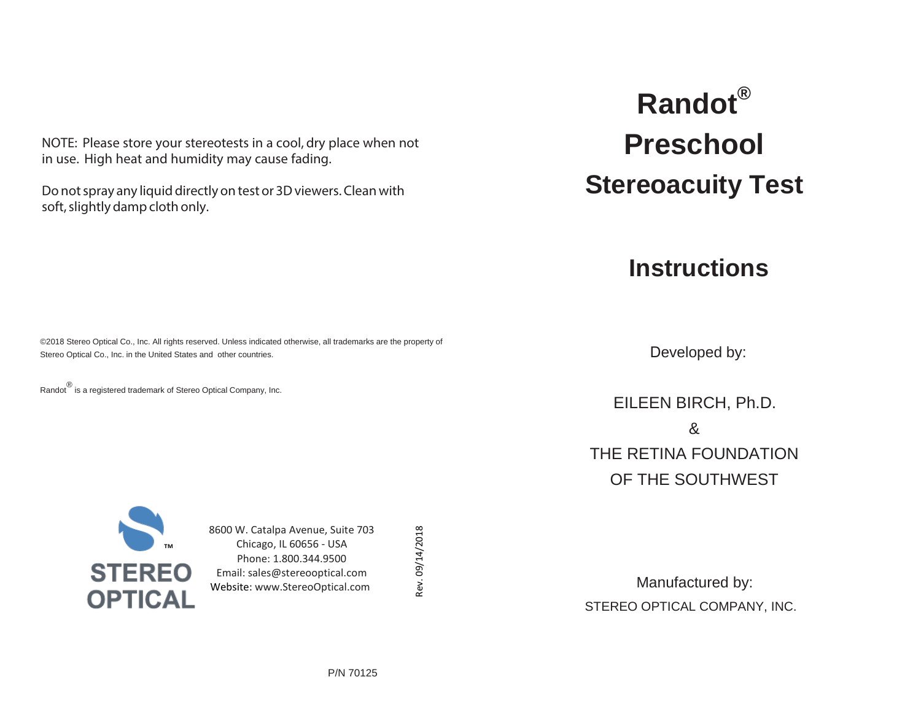NOTE: Please store your stereotests in a cool, dry place when not in use. High heat and humidity may cause fading.

Do not spray any liquid directly on test or 3D viewers. Clean with soft, slightly damp cloth only.

©2018 Stereo Optical Co., Inc. All rights reserved. Unless indicated otherwise, all trademarks are the property of Stereo Optical Co., Inc. in the United States and other countries.

Randot® is a registered trademark of Stereo Optical Company, Inc.

STEREO OPTICAL™

8600 W. Catalpa Avenue, Suite 703
Chicago, IL 60656 - USA
Phone: 1.800.344.9500
Email: sales@stereooptical.com
Website: www.StereoOptical.com

Rev. 09/14/2018

P/N 70125

# Randot® Preschool Stereoacuity Test

## Instructions

Developed by:

EILEEN BIRCH, Ph.D.
&
THE RETINA FOUNDATION
OF THE SOUTHWEST

Manufactured by:
STEREO OPTICAL COMPANY, INC.